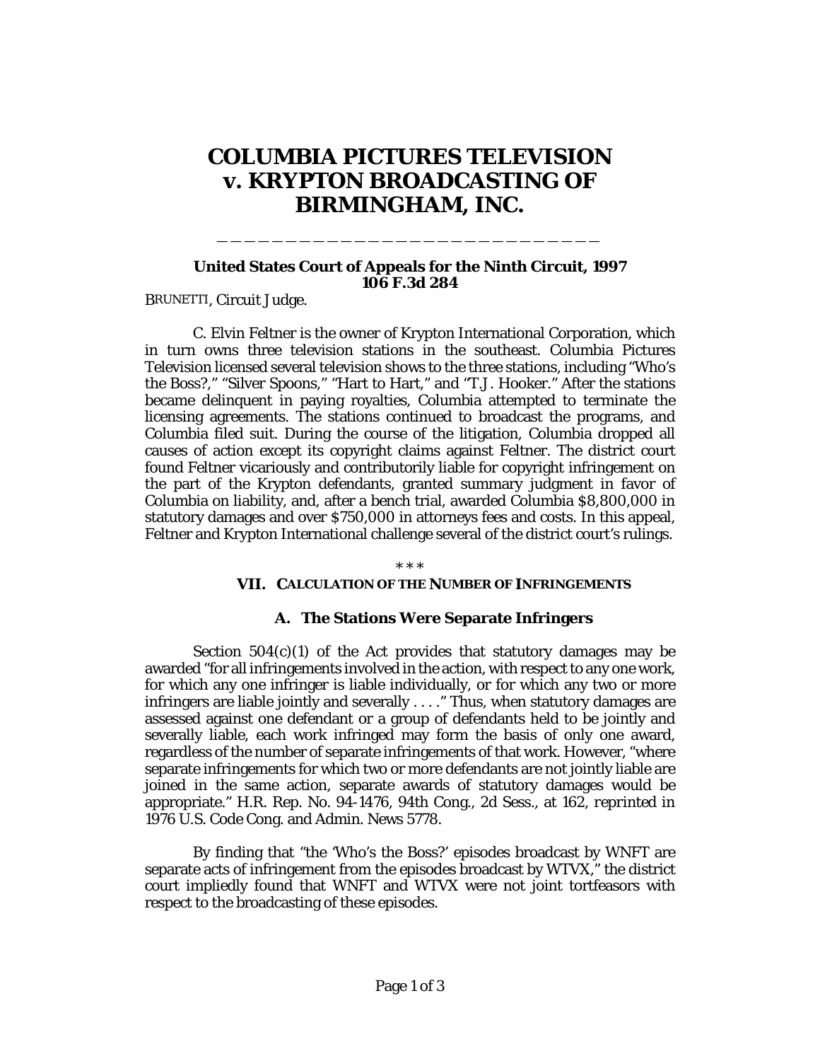# COLUMBIA PICTURES TELEVISION v. KRYPTON BROADCASTING OF BIRMINGHAM, INC.

**United States Court of Appeals for the Ninth Circuit, 1997**
**106 F.3d 284**

BRUNETTI, Circuit Judge.

C. Elvin Feltner is the owner of Krypton International Corporation, which in turn owns three television stations in the southeast. Columbia Pictures Television licensed several television shows to the three stations, including "Who's the Boss?," "Silver Spoons," "Hart to Hart," and "T.J. Hooker." After the stations became delinquent in paying royalties, Columbia attempted to terminate the licensing agreements. The stations continued to broadcast the programs, and Columbia filed suit. During the course of the litigation, Columbia dropped all causes of action except its copyright claims against Feltner. The district court found Feltner vicariously and contributorily liable for copyright infringement on the part of the Krypton defendants, granted summary judgment in favor of Columbia on liability, and, after a bench trial, awarded Columbia $8,800,000 in statutory damages and over $750,000 in attorneys fees and costs. In this appeal, Feltner and Krypton International challenge several of the district court's rulings.

\* \* \*

## VII. CALCULATION OF THE NUMBER OF INFRINGEMENTS

### A. The Stations Were Separate Infringers

Section 504(c)(1) of the Act provides that statutory damages may be awarded "for all infringements involved in the action, with respect to any one work, for which any one infringer is liable individually, or for which any two or more infringers are liable jointly and severally . . . ." Thus, when statutory damages are assessed against one defendant or a group of defendants held to be jointly and severally liable, each work infringed may form the basis of only one award, regardless of the number of separate infringements of that work. However, "where separate infringements for which two or more defendants are not jointly liable are joined in the same action, separate awards of statutory damages would be appropriate." H.R. Rep. No. 94-1476, 94th Cong., 2d Sess., at 162, reprinted in 1976 U.S. Code Cong. and Admin. News 5778.

By finding that "the 'Who's the Boss?' episodes broadcast by WNFT are separate acts of infringement from the episodes broadcast by WTVX," the district court impliedly found that WNFT and WTVX were not joint tortfeasors with respect to the broadcasting of these episodes.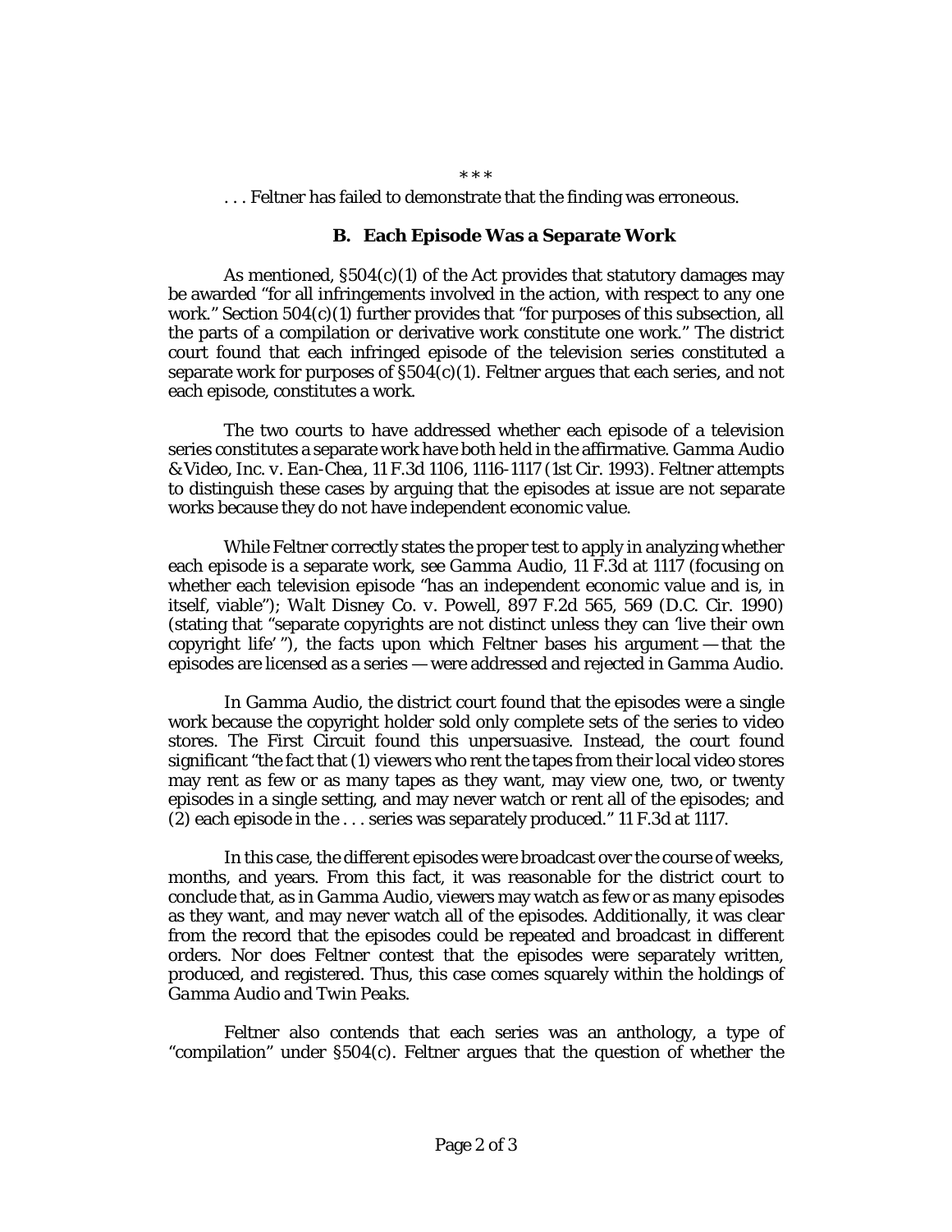\* \* \*

. . . Feltner has failed to demonstrate that the finding was erroneous.

### B. Each Episode Was a Separate Work

As mentioned, §504(c)(1) of the Act provides that statutory damages may be awarded "for all infringements involved in the action, with respect to any one work." Section 504(c)(1) further provides that "for purposes of this subsection, all the parts of a compilation or derivative work constitute one work." The district court found that each infringed episode of the television series constituted a separate work for purposes of §504(c)(1). Feltner argues that each series, and not each episode, constitutes a work.

The two courts to have addressed whether each episode of a television series constitutes a separate work have both held in the affirmative. *Gamma Audio & Video, Inc. v. Ean-Chea*, 11 F.3d 1106, 1116-1117 (1st Cir. 1993). Feltner attempts to distinguish these cases by arguing that the episodes at issue are not separate works because they do not have independent economic value.

While Feltner correctly states the proper test to apply in analyzing whether each episode is a separate work, see *Gamma Audio*, 11 F.3d at 1117 (focusing on whether each television episode "has an independent economic value and is, in itself, viable"); *Walt Disney Co. v. Powell*, 897 F.2d 565, 569 (D.C. Cir. 1990) (stating that "separate copyrights are not distinct unless they can 'live their own copyright life'"), the facts upon which Feltner bases his argument — that the episodes are licensed as a series — were addressed and rejected in *Gamma Audio*.

In *Gamma Audio*, the district court found that the episodes were a single work because the copyright holder sold only complete sets of the series to video stores. The First Circuit found this unpersuasive. Instead, the court found significant "the fact that (1) viewers who rent the tapes from their local video stores may rent as few or as many tapes as they want, may view one, two, or twenty episodes in a single setting, and may never watch or rent all of the episodes; and (2) each episode in the . . . series was separately produced." 11 F.3d at 1117.

In this case, the different episodes were broadcast over the course of weeks, months, and years. From this fact, it was reasonable for the district court to conclude that, as in *Gamma Audio*, viewers may watch as few or as many episodes as they want, and may never watch all of the episodes. Additionally, it was clear from the record that the episodes could be repeated and broadcast in different orders. Nor does Feltner contest that the episodes were separately written, produced, and registered. Thus, this case comes squarely within the holdings of *Gamma Audio* and *Twin Peaks*.

Feltner also contends that each series was an anthology, a type of "compilation" under §504(c). Feltner argues that the question of whether the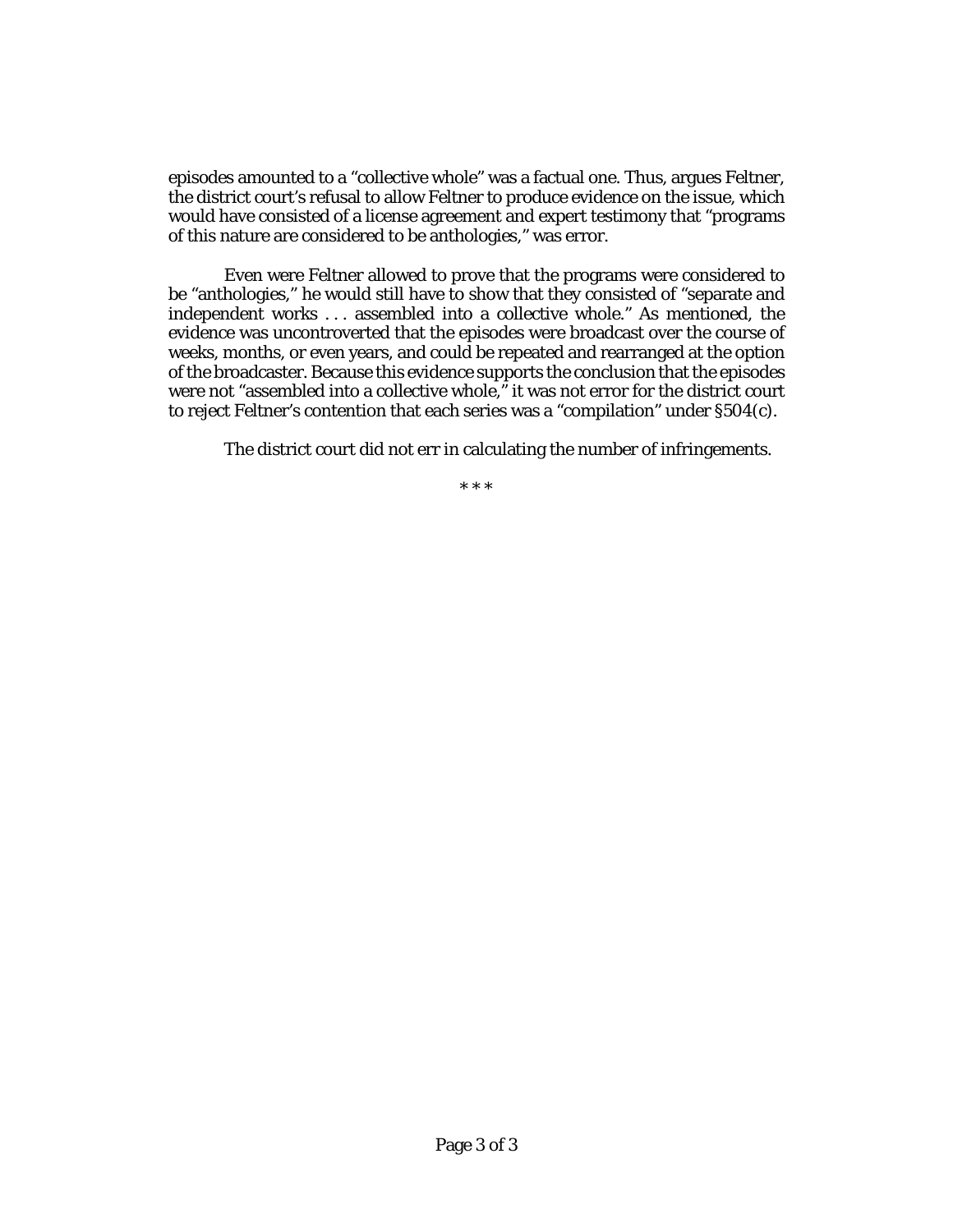episodes amounted to a "collective whole" was a factual one. Thus, argues Feltner, the district court's refusal to allow Feltner to produce evidence on the issue, which would have consisted of a license agreement and expert testimony that "programs of this nature are considered to be anthologies," was error.

Even were Feltner allowed to prove that the programs were considered to be "anthologies," he would still have to show that they consisted of "separate and independent works . . . assembled into a collective whole." As mentioned, the evidence was uncontroverted that the episodes were broadcast over the course of weeks, months, or even years, and could be repeated and rearranged at the option of the broadcaster. Because this evidence supports the conclusion that the episodes were not "assembled into a collective whole," it was not error for the district court to reject Feltner's contention that each series was a "compilation" under §504(c).

The district court did not err in calculating the number of infringements.

\* \* \*